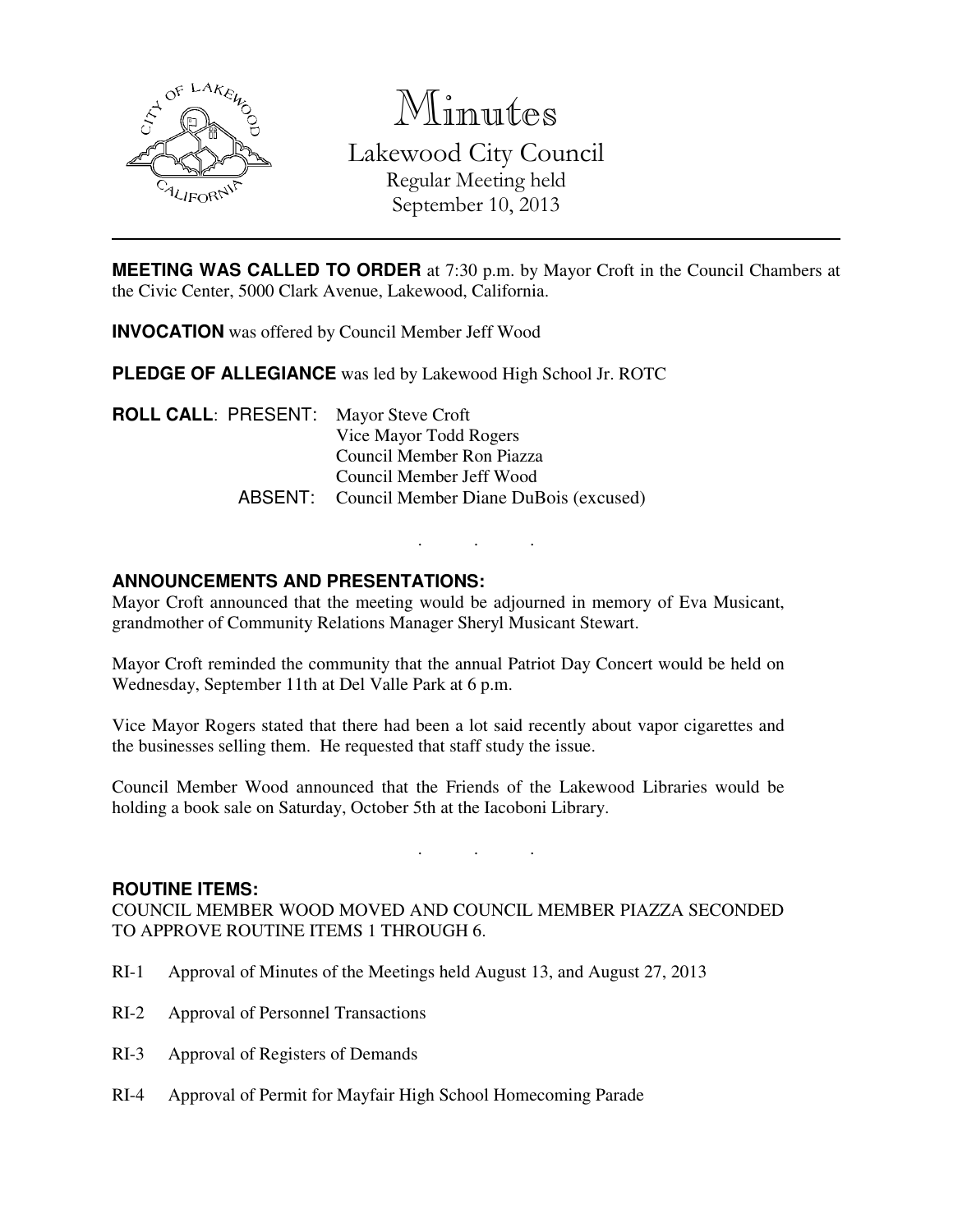# Minutes

## Lakewood City Council

Regular Meeting held
September 10, 2013

**MEETING WAS CALLED TO ORDER** at 7:30 p.m. by Mayor Croft in the Council Chambers at the Civic Center, 5000 Clark Avenue, Lakewood, California.

**INVOCATION** was offered by Council Member Jeff Wood

**PLEDGE OF ALLEGIANCE** was led by Lakewood High School Jr. ROTC

**ROLL CALL**: PRESENT: Mayor Steve Croft
Vice Mayor Todd Rogers
Council Member Ron Piazza
Council Member Jeff Wood

ABSENT: Council Member Diane DuBois (excused)

. . .

**ANNOUNCEMENTS AND PRESENTATIONS:**

Mayor Croft announced that the meeting would be adjourned in memory of Eva Musicant, grandmother of Community Relations Manager Sheryl Musicant Stewart.

Mayor Croft reminded the community that the annual Patriot Day Concert would be held on Wednesday, September 11th at Del Valle Park at 6 p.m.

Vice Mayor Rogers stated that there had been a lot said recently about vapor cigarettes and the businesses selling them. He requested that staff study the issue.

Council Member Wood announced that the Friends of the Lakewood Libraries would be holding a book sale on Saturday, October 5th at the Iacoboni Library.

. . .

**ROUTINE ITEMS:**

COUNCIL MEMBER WOOD MOVED AND COUNCIL MEMBER PIAZZA SECONDED TO APPROVE ROUTINE ITEMS 1 THROUGH 6.

RI-1 Approval of Minutes of the Meetings held August 13, and August 27, 2013

RI-2 Approval of Personnel Transactions

RI-3 Approval of Registers of Demands

RI-4 Approval of Permit for Mayfair High School Homecoming Parade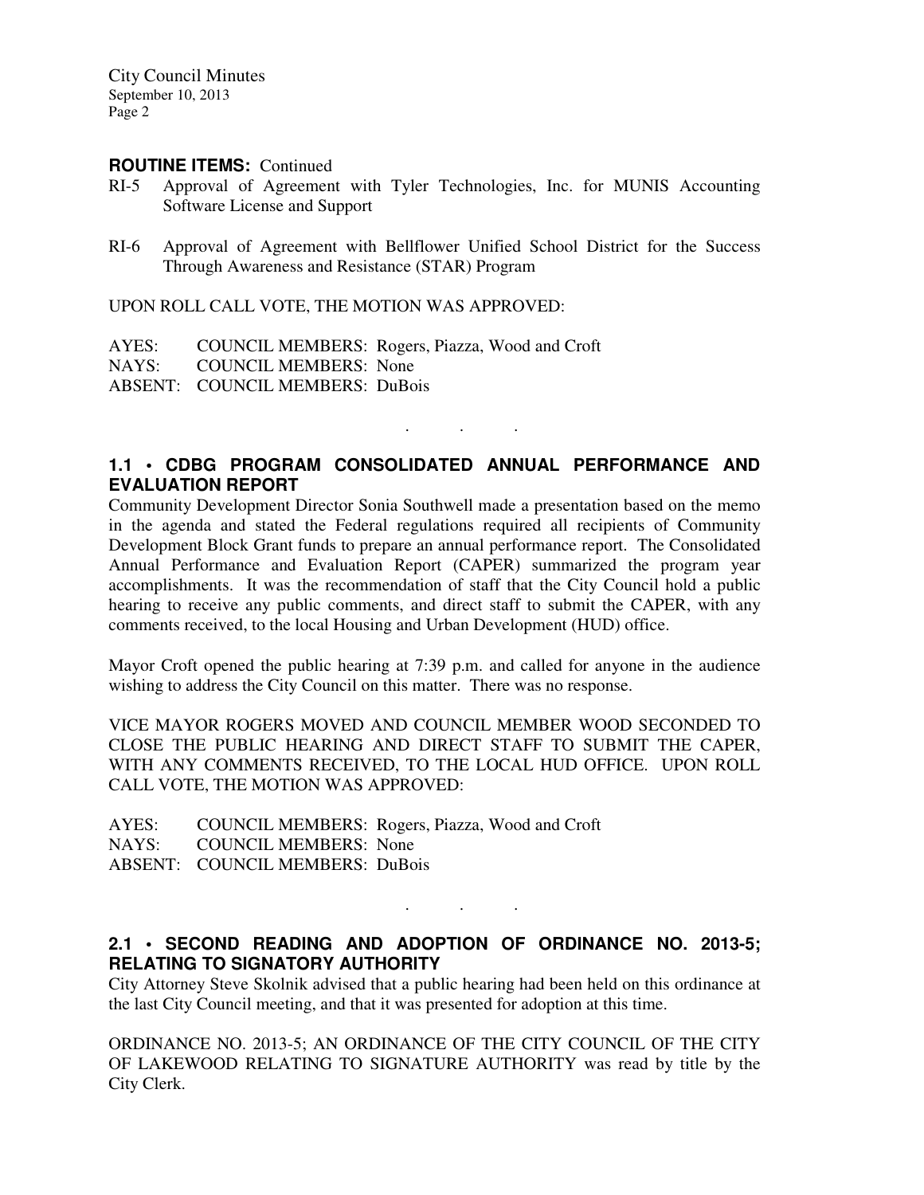**ROUTINE ITEMS:** Continued

RI-5 Approval of Agreement with Tyler Technologies, Inc. for MUNIS Accounting Software License and Support

RI-6 Approval of Agreement with Bellflower Unified School District for the Success Through Awareness and Resistance (STAR) Program

UPON ROLL CALL VOTE, THE MOTION WAS APPROVED:

AYES: COUNCIL MEMBERS: Rogers, Piazza, Wood and Croft
NAYS: COUNCIL MEMBERS: None
ABSENT: COUNCIL MEMBERS: DuBois

. . .

## 1.1 • CDBG PROGRAM CONSOLIDATED ANNUAL PERFORMANCE AND EVALUATION REPORT

Community Development Director Sonia Southwell made a presentation based on the memo in the agenda and stated the Federal regulations required all recipients of Community Development Block Grant funds to prepare an annual performance report. The Consolidated Annual Performance and Evaluation Report (CAPER) summarized the program year accomplishments. It was the recommendation of staff that the City Council hold a public hearing to receive any public comments, and direct staff to submit the CAPER, with any comments received, to the local Housing and Urban Development (HUD) office.

Mayor Croft opened the public hearing at 7:39 p.m. and called for anyone in the audience wishing to address the City Council on this matter. There was no response.

VICE MAYOR ROGERS MOVED AND COUNCIL MEMBER WOOD SECONDED TO CLOSE THE PUBLIC HEARING AND DIRECT STAFF TO SUBMIT THE CAPER, WITH ANY COMMENTS RECEIVED, TO THE LOCAL HUD OFFICE. UPON ROLL CALL VOTE, THE MOTION WAS APPROVED:

AYES: COUNCIL MEMBERS: Rogers, Piazza, Wood and Croft
NAYS: COUNCIL MEMBERS: None
ABSENT: COUNCIL MEMBERS: DuBois

. . .

## 2.1 • SECOND READING AND ADOPTION OF ORDINANCE NO. 2013-5; RELATING TO SIGNATORY AUTHORITY

City Attorney Steve Skolnik advised that a public hearing had been held on this ordinance at the last City Council meeting, and that it was presented for adoption at this time.

ORDINANCE NO. 2013-5; AN ORDINANCE OF THE CITY COUNCIL OF THE CITY OF LAKEWOOD RELATING TO SIGNATURE AUTHORITY was read by title by the City Clerk.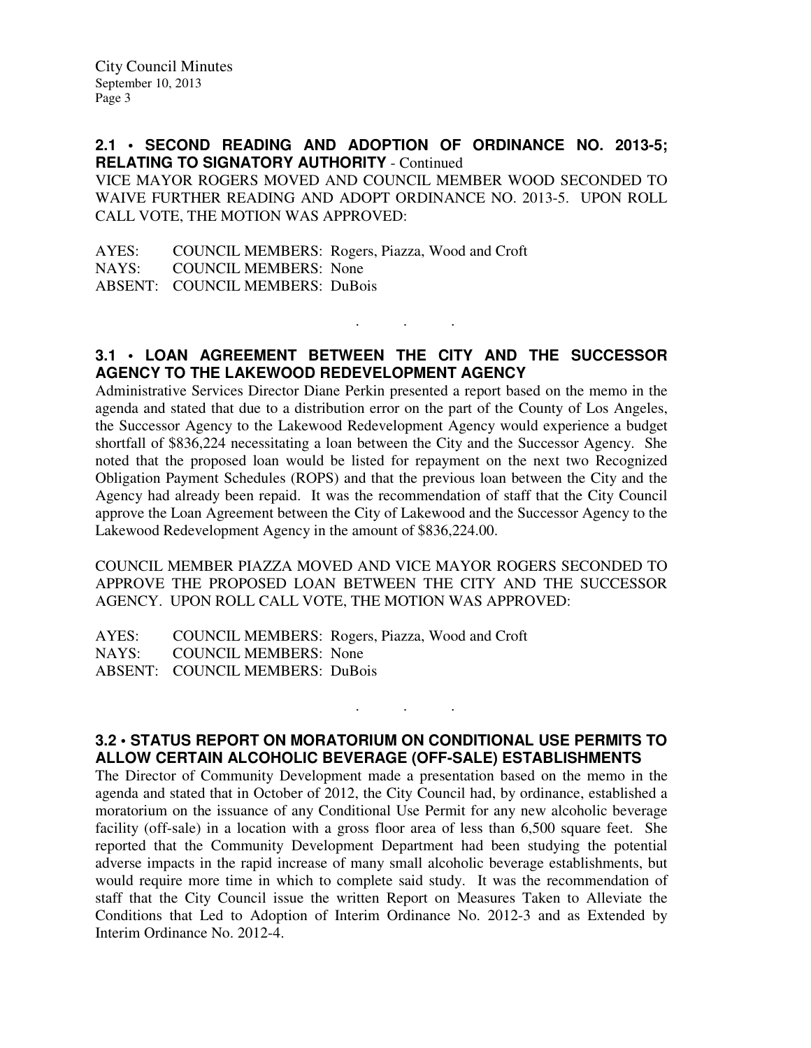**2.1 • SECOND READING AND ADOPTION OF ORDINANCE NO. 2013-5; RELATING TO SIGNATORY AUTHORITY** - Continued

VICE MAYOR ROGERS MOVED AND COUNCIL MEMBER WOOD SECONDED TO WAIVE FURTHER READING AND ADOPT ORDINANCE NO. 2013-5. UPON ROLL CALL VOTE, THE MOTION WAS APPROVED:

AYES: COUNCIL MEMBERS: Rogers, Piazza, Wood and Croft
NAYS: COUNCIL MEMBERS: None
ABSENT: COUNCIL MEMBERS: DuBois

. . .

**3.1 • LOAN AGREEMENT BETWEEN THE CITY AND THE SUCCESSOR AGENCY TO THE LAKEWOOD REDEVELOPMENT AGENCY**

Administrative Services Director Diane Perkin presented a report based on the memo in the agenda and stated that due to a distribution error on the part of the County of Los Angeles, the Successor Agency to the Lakewood Redevelopment Agency would experience a budget shortfall of \$836,224 necessitating a loan between the City and the Successor Agency. She noted that the proposed loan would be listed for repayment on the next two Recognized Obligation Payment Schedules (ROPS) and that the previous loan between the City and the Agency had already been repaid. It was the recommendation of staff that the City Council approve the Loan Agreement between the City of Lakewood and the Successor Agency to the Lakewood Redevelopment Agency in the amount of \$836,224.00.

COUNCIL MEMBER PIAZZA MOVED AND VICE MAYOR ROGERS SECONDED TO APPROVE THE PROPOSED LOAN BETWEEN THE CITY AND THE SUCCESSOR AGENCY. UPON ROLL CALL VOTE, THE MOTION WAS APPROVED:

AYES: COUNCIL MEMBERS: Rogers, Piazza, Wood and Croft
NAYS: COUNCIL MEMBERS: None
ABSENT: COUNCIL MEMBERS: DuBois

. . .

**3.2 • STATUS REPORT ON MORATORIUM ON CONDITIONAL USE PERMITS TO ALLOW CERTAIN ALCOHOLIC BEVERAGE (OFF-SALE) ESTABLISHMENTS**

The Director of Community Development made a presentation based on the memo in the agenda and stated that in October of 2012, the City Council had, by ordinance, established a moratorium on the issuance of any Conditional Use Permit for any new alcoholic beverage facility (off-sale) in a location with a gross floor area of less than 6,500 square feet. She reported that the Community Development Department had been studying the potential adverse impacts in the rapid increase of many small alcoholic beverage establishments, but would require more time in which to complete said study. It was the recommendation of staff that the City Council issue the written Report on Measures Taken to Alleviate the Conditions that Led to Adoption of Interim Ordinance No. 2012-3 and as Extended by Interim Ordinance No. 2012-4.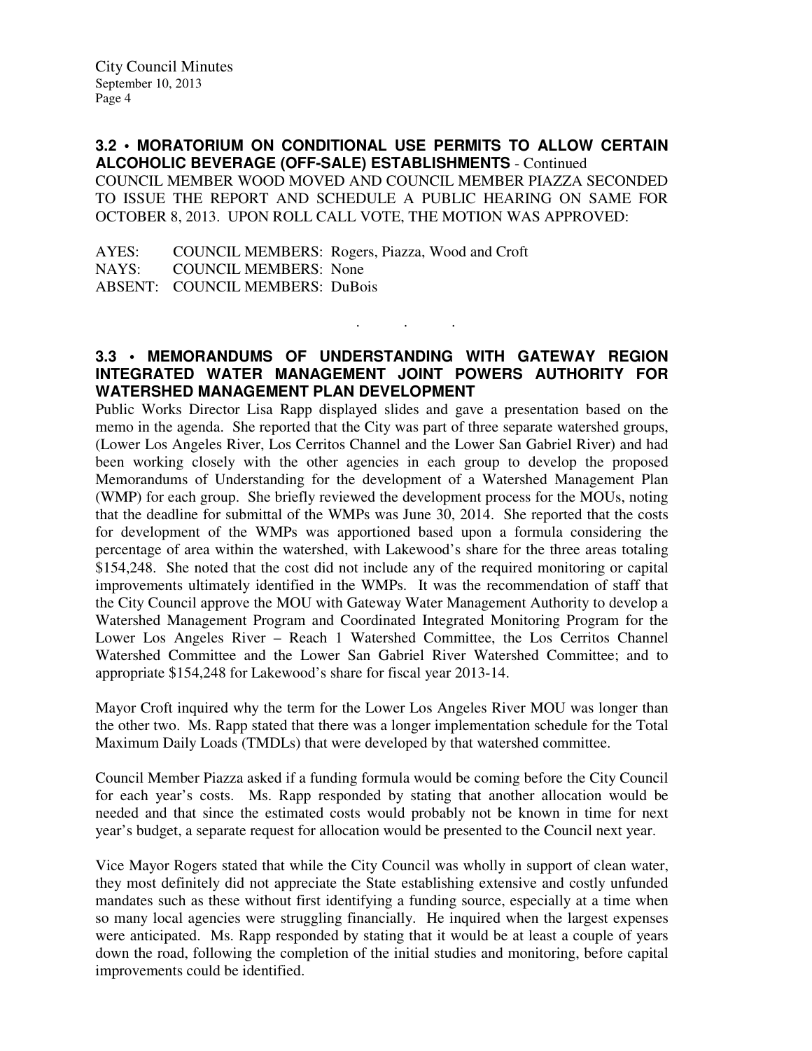**3.2 • MORATORIUM ON CONDITIONAL USE PERMITS TO ALLOW CERTAIN ALCOHOLIC BEVERAGE (OFF-SALE) ESTABLISHMENTS** - Continued

COUNCIL MEMBER WOOD MOVED AND COUNCIL MEMBER PIAZZA SECONDED TO ISSUE THE REPORT AND SCHEDULE A PUBLIC HEARING ON SAME FOR OCTOBER 8, 2013. UPON ROLL CALL VOTE, THE MOTION WAS APPROVED:

AYES: COUNCIL MEMBERS: Rogers, Piazza, Wood and Croft
NAYS: COUNCIL MEMBERS: None
ABSENT: COUNCIL MEMBERS: DuBois

. . .

**3.3 • MEMORANDUMS OF UNDERSTANDING WITH GATEWAY REGION INTEGRATED WATER MANAGEMENT JOINT POWERS AUTHORITY FOR WATERSHED MANAGEMENT PLAN DEVELOPMENT**

Public Works Director Lisa Rapp displayed slides and gave a presentation based on the memo in the agenda. She reported that the City was part of three separate watershed groups, (Lower Los Angeles River, Los Cerritos Channel and the Lower San Gabriel River) and had been working closely with the other agencies in each group to develop the proposed Memorandums of Understanding for the development of a Watershed Management Plan (WMP) for each group. She briefly reviewed the development process for the MOUs, noting that the deadline for submittal of the WMPs was June 30, 2014. She reported that the costs for development of the WMPs was apportioned based upon a formula considering the percentage of area within the watershed, with Lakewood's share for the three areas totaling $154,248. She noted that the cost did not include any of the required monitoring or capital improvements ultimately identified in the WMPs. It was the recommendation of staff that the City Council approve the MOU with Gateway Water Management Authority to develop a Watershed Management Program and Coordinated Integrated Monitoring Program for the Lower Los Angeles River – Reach 1 Watershed Committee, the Los Cerritos Channel Watershed Committee and the Lower San Gabriel River Watershed Committee; and to appropriate $154,248 for Lakewood's share for fiscal year 2013-14.

Mayor Croft inquired why the term for the Lower Los Angeles River MOU was longer than the other two. Ms. Rapp stated that there was a longer implementation schedule for the Total Maximum Daily Loads (TMDLs) that were developed by that watershed committee.

Council Member Piazza asked if a funding formula would be coming before the City Council for each year's costs. Ms. Rapp responded by stating that another allocation would be needed and that since the estimated costs would probably not be known in time for next year's budget, a separate request for allocation would be presented to the Council next year.

Vice Mayor Rogers stated that while the City Council was wholly in support of clean water, they most definitely did not appreciate the State establishing extensive and costly unfunded mandates such as these without first identifying a funding source, especially at a time when so many local agencies were struggling financially. He inquired when the largest expenses were anticipated. Ms. Rapp responded by stating that it would be at least a couple of years down the road, following the completion of the initial studies and monitoring, before capital improvements could be identified.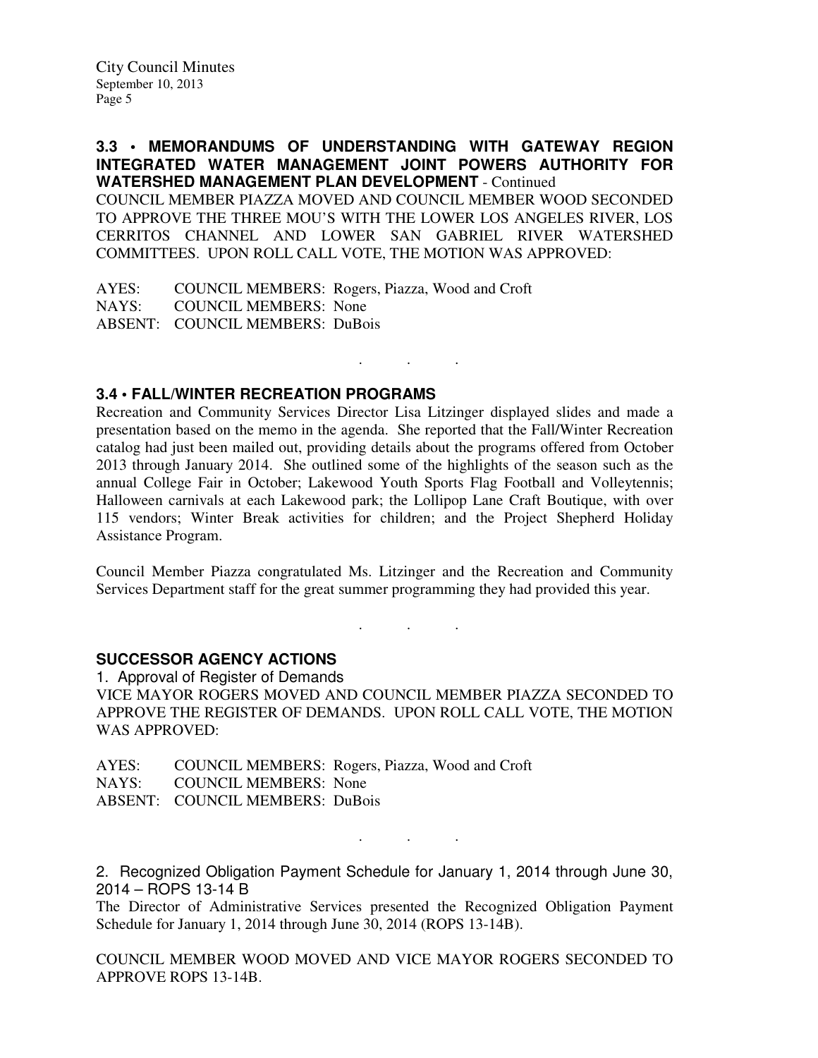**3.3 • MEMORANDUMS OF UNDERSTANDING WITH GATEWAY REGION INTEGRATED WATER MANAGEMENT JOINT POWERS AUTHORITY FOR WATERSHED MANAGEMENT PLAN DEVELOPMENT** - Continued

COUNCIL MEMBER PIAZZA MOVED AND COUNCIL MEMBER WOOD SECONDED TO APPROVE THE THREE MOU'S WITH THE LOWER LOS ANGELES RIVER, LOS CERRITOS CHANNEL AND LOWER SAN GABRIEL RIVER WATERSHED COMMITTEES. UPON ROLL CALL VOTE, THE MOTION WAS APPROVED:

AYES: COUNCIL MEMBERS: Rogers, Piazza, Wood and Croft
NAYS: COUNCIL MEMBERS: None
ABSENT: COUNCIL MEMBERS: DuBois

. . .

**3.4 • FALL/WINTER RECREATION PROGRAMS**

Recreation and Community Services Director Lisa Litzinger displayed slides and made a presentation based on the memo in the agenda. She reported that the Fall/Winter Recreation catalog had just been mailed out, providing details about the programs offered from October 2013 through January 2014. She outlined some of the highlights of the season such as the annual College Fair in October; Lakewood Youth Sports Flag Football and Volleytennis; Halloween carnivals at each Lakewood park; the Lollipop Lane Craft Boutique, with over 115 vendors; Winter Break activities for children; and the Project Shepherd Holiday Assistance Program.

Council Member Piazza congratulated Ms. Litzinger and the Recreation and Community Services Department staff for the great summer programming they had provided this year.

. . .

**SUCCESSOR AGENCY ACTIONS**

1. Approval of Register of Demands

VICE MAYOR ROGERS MOVED AND COUNCIL MEMBER PIAZZA SECONDED TO APPROVE THE REGISTER OF DEMANDS. UPON ROLL CALL VOTE, THE MOTION WAS APPROVED:

AYES: COUNCIL MEMBERS: Rogers, Piazza, Wood and Croft
NAYS: COUNCIL MEMBERS: None
ABSENT: COUNCIL MEMBERS: DuBois

. . .

2. Recognized Obligation Payment Schedule for January 1, 2014 through June 30, 2014 – ROPS 13-14 B

The Director of Administrative Services presented the Recognized Obligation Payment Schedule for January 1, 2014 through June 30, 2014 (ROPS 13-14B).

COUNCIL MEMBER WOOD MOVED AND VICE MAYOR ROGERS SECONDED TO APPROVE ROPS 13-14B.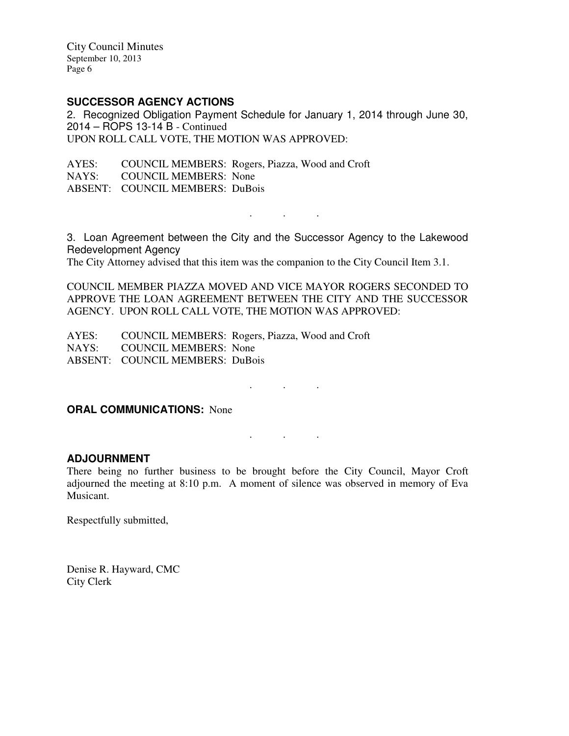## SUCCESSOR AGENCY ACTIONS

2. Recognized Obligation Payment Schedule for January 1, 2014 through June 30, 2014 – ROPS 13-14 B - Continued

UPON ROLL CALL VOTE, THE MOTION WAS APPROVED:

AYES: COUNCIL MEMBERS: Rogers, Piazza, Wood and Croft
NAYS: COUNCIL MEMBERS: None
ABSENT: COUNCIL MEMBERS: DuBois

. . .

3. Loan Agreement between the City and the Successor Agency to the Lakewood Redevelopment Agency

The City Attorney advised that this item was the companion to the City Council Item 3.1.

COUNCIL MEMBER PIAZZA MOVED AND VICE MAYOR ROGERS SECONDED TO APPROVE THE LOAN AGREEMENT BETWEEN THE CITY AND THE SUCCESSOR AGENCY. UPON ROLL CALL VOTE, THE MOTION WAS APPROVED:

AYES: COUNCIL MEMBERS: Rogers, Piazza, Wood and Croft
NAYS: COUNCIL MEMBERS: None
ABSENT: COUNCIL MEMBERS: DuBois

. . .

**ORAL COMMUNICATIONS:** None

. . .

## ADJOURNMENT

There being no further business to be brought before the City Council, Mayor Croft adjourned the meeting at 8:10 p.m. A moment of silence was observed in memory of Eva Musicant.

Respectfully submitted,

Denise R. Hayward, CMC
City Clerk